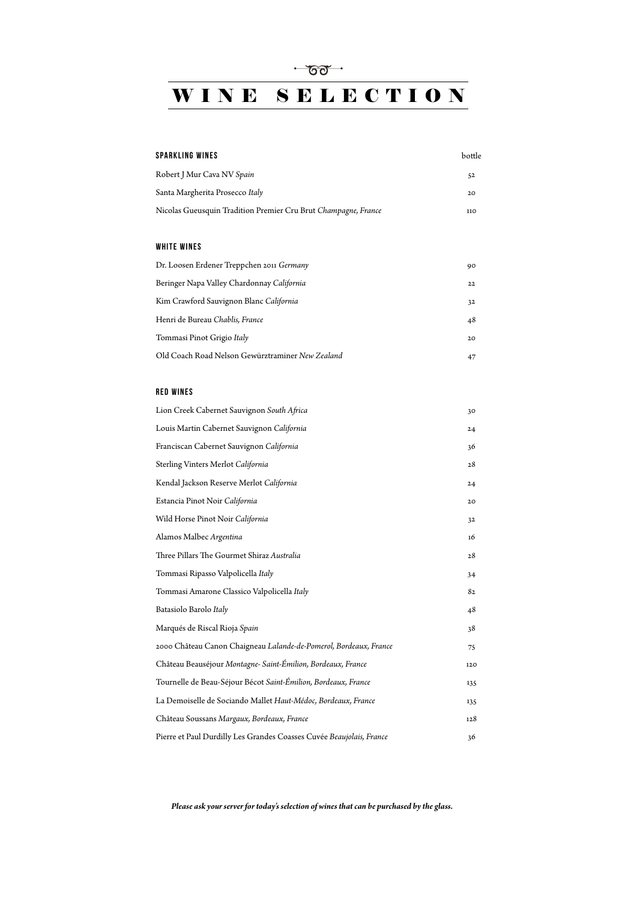# WINE SELECTION

| SPARKLING WINES | bottle |
| --- | --- |
| Robert J Mur Cava NV *Spain* | 52 |
| Santa Margherita Prosecco *Italy* | 20 |
| Nicolas Gueusquin Tradition Premier Cru Brut *Champagne, France* | 110 |

| WHITE WINES | |
| --- | --- |
| Dr. Loosen Erdener Treppchen 2011 *Germany* | 90 |
| Beringer Napa Valley Chardonnay *California* | 22 |
| Kim Crawford Sauvignon Blanc *California* | 32 |
| Henri de Bureau *Chablis, France* | 48 |
| Tommasi Pinot Grigio *Italy* | 20 |
| Old Coach Road Nelson Gewürztraminer *New Zealand* | 47 |

| RED WINES | |
| --- | --- |
| Lion Creek Cabernet Sauvignon *South Africa* | 30 |
| Louis Martin Cabernet Sauvignon *California* | 24 |
| Franciscan Cabernet Sauvignon *California* | 36 |
| Sterling Vinters Merlot *California* | 28 |
| Kendal Jackson Reserve Merlot *California* | 24 |
| Estancia Pinot Noir *California* | 20 |
| Wild Horse Pinot Noir *California* | 32 |
| Alamos Malbec *Argentina* | 16 |
| Three Pillars The Gourmet Shiraz *Australia* | 28 |
| Tommasi Ripasso Valpolicella *Italy* | 34 |
| Tommasi Amarone Classico Valpolicella *Italy* | 82 |
| Batasiolo Barolo *Italy* | 48 |
| Marqués de Riscal Rioja *Spain* | 38 |
| 2000 Château Canon Chaigneau *Lalande-de-Pomerol, Bordeaux, France* | 75 |
| Château Beauséjour *Montagne- Saint-Émilion, Bordeaux, France* | 120 |
| Tournelle de Beau-Séjour Bécot *Saint-Émilion, Bordeaux, France* | 135 |
| La Demoiselle de Sociando Mallet *Haut-Médoc, Bordeaux, France* | 135 |
| Château Soussans *Margaux, Bordeaux, France* | 128 |
| Pierre et Paul Durdilly Les Grandes Coasses Cuvée *Beaujolais, France* | 36 |

***Please ask your server for today's selection of wines that can be purchased by the glass.***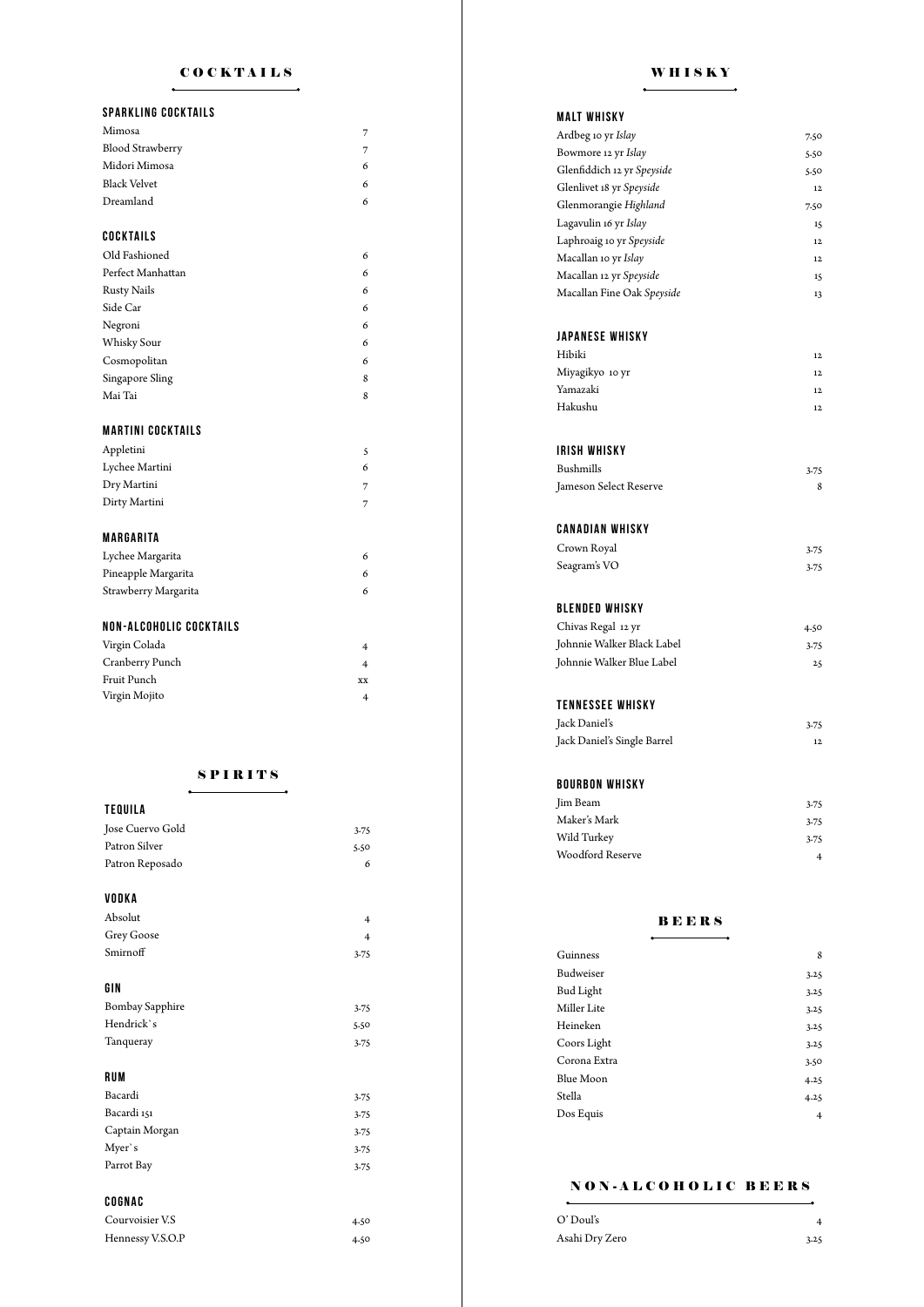## COCKTAILS

### SPARKLING COCKTAILS

| | |
|---|---|
| Mimosa | 7 |
| Blood Strawberry | 7 |
| Midori Mimosa | 6 |
| Black Velvet | 6 |
| Dreamland | 6 |

### COCKTAILS

| | |
|---|---|
| Old Fashioned | 6 |
| Perfect Manhattan | 6 |
| Rusty Nails | 6 |
| Side Car | 6 |
| Negroni | 6 |
| Whisky Sour | 6 |
| Cosmopolitan | 6 |
| Singapore Sling | 8 |
| Mai Tai | 8 |

### MARTINI COCKTAILS

| | |
|---|---|
| Appletini | 5 |
| Lychee Martini | 6 |
| Dry Martini | 7 |
| Dirty Martini | 7 |

### MARGARITA

| | |
|---|---|
| Lychee Margarita | 6 |
| Pineapple Margarita | 6 |
| Strawberry Margarita | 6 |

### NON-ALCOHOLIC COCKTAILS

| | |
|---|---|
| Virgin Colada | 4 |
| Cranberry Punch | 4 |
| Fruit Punch | xx |
| Virgin Mojito | 4 |

## SPIRITS

### TEQUILA

| | |
|---|---|
| Jose Cuervo Gold | 3.75 |
| Patron Silver | 5.50 |
| Patron Reposado | 6 |

### VODKA

| | |
|---|---|
| Absolut | 4 |
| Grey Goose | 4 |
| Smirnoff | 3.75 |

### GIN

| | |
|---|---|
| Bombay Sapphire | 3.75 |
| Hendrick`s | 5.50 |
| Tanqueray | 3.75 |

### RUM

| | |
|---|---|
| Bacardi | 3.75 |
| Bacardi 151 | 3.75 |
| Captain Morgan | 3.75 |
| Myer`s | 3.75 |
| Parrot Bay | 3.75 |

### COGNAC

| | |
|---|---|
| Courvoisier V.S | 4.50 |
| Hennessy V.S.O.P | 4.50 |

## WHISKY

### MALT WHISKY

| | |
|---|---|
| Ardbeg 10 yr *Islay* | 7.50 |
| Bowmore 12 yr *Islay* | 5.50 |
| Glenfiddich 12 yr *Speyside* | 5.50 |
| Glenlivet 18 yr *Speyside* | 12 |
| Glenmorangie *Highland* | 7.50 |
| Lagavulin 16 yr *Islay* | 15 |
| Laphroaig 10 yr *Speyside* | 12 |
| Macallan 10 yr *Islay* | 12 |
| Macallan 12 yr *Speyside* | 15 |
| Macallan Fine Oak *Speyside* | 13 |

### JAPANESE WHISKY

| | |
|---|---|
| Hibiki | 12 |
| Miyagikyo 10 yr | 12 |
| Yamazaki | 12 |
| Hakushu | 12 |

### IRISH WHISKY

| | |
|---|---|
| Bushmills | 3.75 |
| Jameson Select Reserve | 8 |

### CANADIAN WHISKY

| | |
|---|---|
| Crown Royal | 3.75 |
| Seagram's VO | 3.75 |

### BLENDED WHISKY

| | |
|---|---|
| Chivas Regal 12 yr | 4.50 |
| Johnnie Walker Black Label | 3.75 |
| Johnnie Walker Blue Label | 25 |

### TENNESSEE WHISKY

| | |
|---|---|
| Jack Daniel's | 3.75 |
| Jack Daniel's Single Barrel | 12 |

### BOURBON WHISKY

| | |
|---|---|
| Jim Beam | 3.75 |
| Maker's Mark | 3.75 |
| Wild Turkey | 3.75 |
| Woodford Reserve | 4 |

## BEERS

| | |
|---|---|
| Guinness | 8 |
| Budweiser | 3.25 |
| Bud Light | 3.25 |
| Miller Lite | 3.25 |
| Heineken | 3.25 |
| Coors Light | 3.25 |
| Corona Extra | 3.50 |
| Blue Moon | 4.25 |
| Stella | 4.25 |
| Dos Equis | 4 |

## NON-ALCOHOLIC BEERS

| | |
|---|---|
| O' Doul's | 4 |
| Asahi Dry Zero | 3.25 |